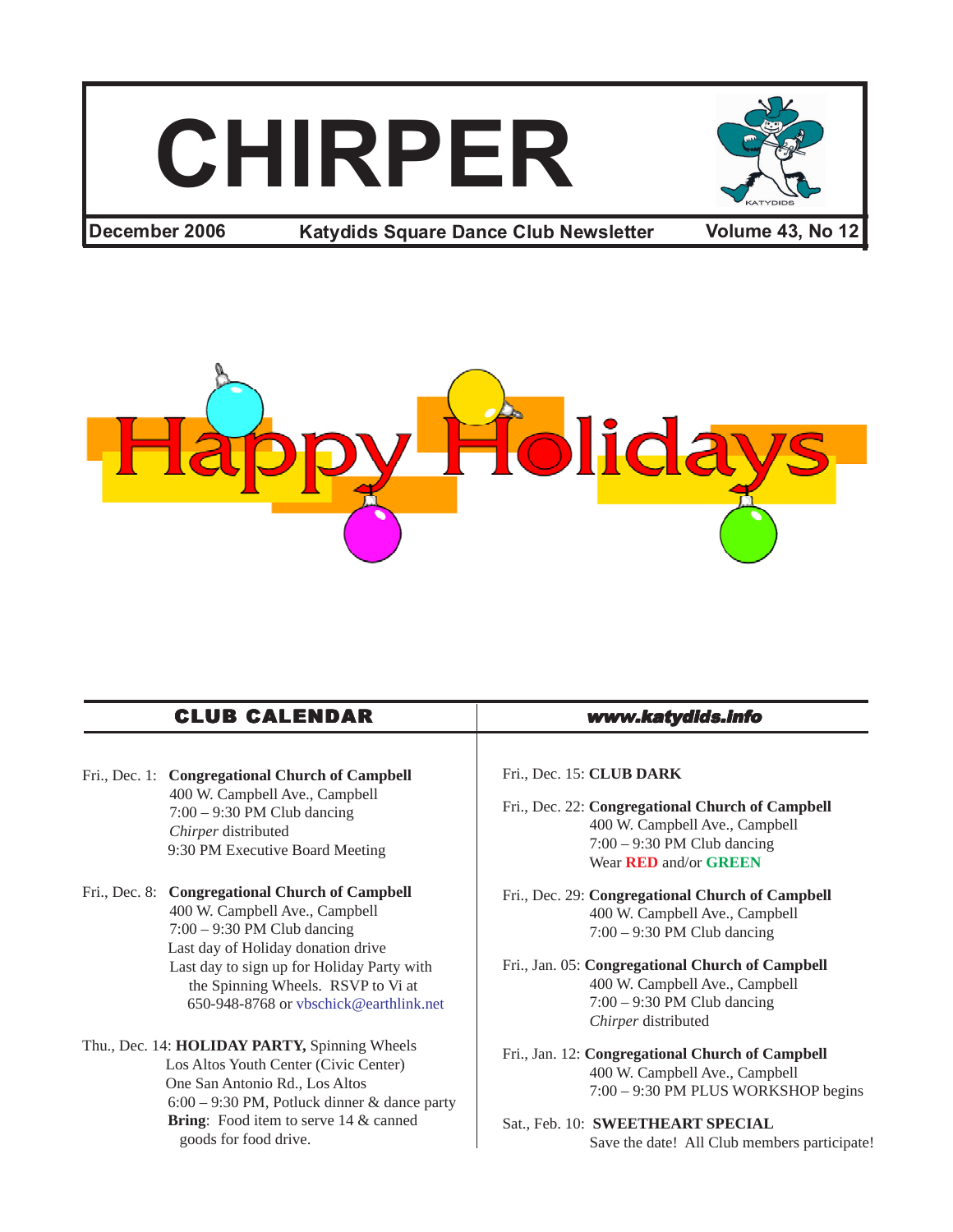# CHIRPER

**December 2006** | **Katydids Square Dance Club Newsletter** | **Volume 43, No 12**

Happy Holidays

## CLUB CALENDAR

***www.katydids.info***

Fri., Dec. 1: **Congregational Church of Campbell**
400 W. Campbell Ave., Campbell
7:00 – 9:30 PM Club dancing
*Chirper* distributed
9:30 PM Executive Board Meeting

Fri., Dec. 8: **Congregational Church of Campbell**
400 W. Campbell Ave., Campbell
7:00 – 9:30 PM Club dancing
Last day of Holiday donation drive
Last day to sign up for Holiday Party with the Spinning Wheels. RSVP to Vi at 650-948-8768 or vbschick@earthlink.net

Thu., Dec. 14: **HOLIDAY PARTY,** Spinning Wheels
Los Altos Youth Center (Civic Center)
One San Antonio Rd., Los Altos
6:00 – 9:30 PM, Potluck dinner & dance party
**Bring**: Food item to serve 14 & canned goods for food drive.

Fri., Dec. 15: **CLUB DARK**

Fri., Dec. 22: **Congregational Church of Campbell**
400 W. Campbell Ave., Campbell
7:00 – 9:30 PM Club dancing
Wear **RED** and/or **GREEN**

Fri., Dec. 29: **Congregational Church of Campbell**
400 W. Campbell Ave., Campbell
7:00 – 9:30 PM Club dancing

Fri., Jan. 05: **Congregational Church of Campbell**
400 W. Campbell Ave., Campbell
7:00 – 9:30 PM Club dancing
*Chirper* distributed

Fri., Jan. 12: **Congregational Church of Campbell**
400 W. Campbell Ave., Campbell
7:00 – 9:30 PM PLUS WORKSHOP begins

Sat., Feb. 10: **SWEETHEART SPECIAL**
Save the date! All Club members participate!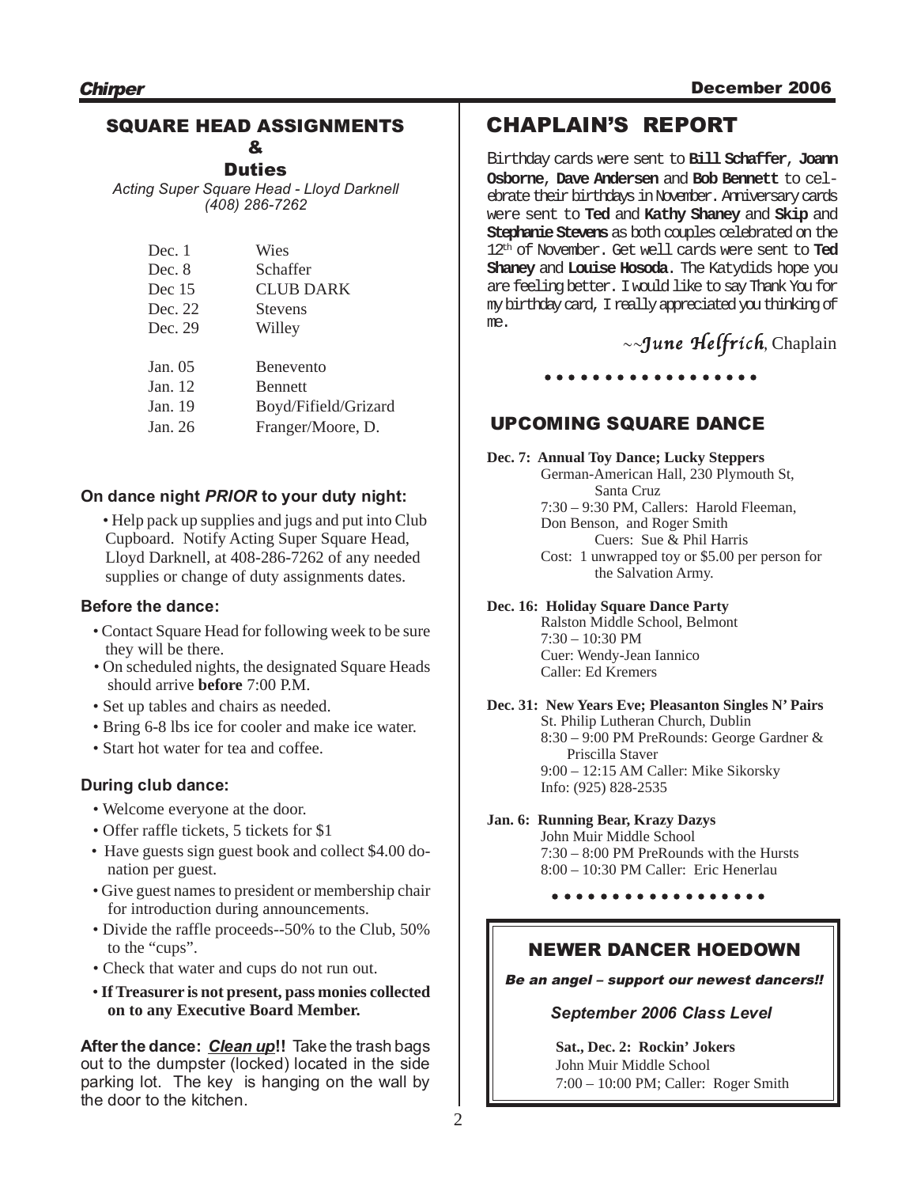## SQUARE HEAD ASSIGNMENTS & Duties

*Acting Super Square Head - Lloyd Darknell (408) 286-7262*

| | |
|---|---|
| Dec. 1 | Wies |
| Dec. 8 | Schaffer |
| Dec 15 | CLUB DARK |
| Dec. 22 | Stevens |
| Dec. 29 | Willey |
| Jan. 05 | Benevento |
| Jan. 12 | Bennett |
| Jan. 19 | Boyd/Fifield/Grizard |
| Jan. 26 | Franger/Moore, D. |

### On dance night *PRIOR* to your duty night:

- Help pack up supplies and jugs and put into Club Cupboard. Notify Acting Super Square Head, Lloyd Darknell, at 408-286-7262 of any needed supplies or change of duty assignments dates.

### Before the dance:

- Contact Square Head for following week to be sure they will be there.
- On scheduled nights, the designated Square Heads should arrive **before** 7:00 P.M.
- Set up tables and chairs as needed.
- Bring 6-8 lbs ice for cooler and make ice water.
- Start hot water for tea and coffee.

### During club dance:

- Welcome everyone at the door.
- Offer raffle tickets, 5 tickets for $1
- Have guests sign guest book and collect $4.00 donation per guest.
- Give guest names to president or membership chair for introduction during announcements.
- Divide the raffle proceeds--50% to the Club, 50% to the "cups".
- Check that water and cups do not run out.
- **If Treasurer is not present, pass monies collected on to any Executive Board Member.**

**After the dance: *Clean up*!!** Take the trash bags out to the dumpster (locked) located in the side parking lot. The key is hanging on the wall by the door to the kitchen.

## CHAPLAIN'S REPORT

Birthday cards were sent to **Bill Schaffer**, **Joann Osborne**, **Dave Andersen** and **Bob Bennett** to celebrate their birthdays in November. Anniversary cards were sent to **Ted** and **Kathy Shaney** and **Skip** and **Stephanie Stevens** as both couples celebrated on the 12th of November. Get well cards were sent to **Ted Shaney** and **Louise Hosoda**. The Katydids hope you are feeling better. I would like to say Thank You for my birthday card, I really appreciated you thinking of me.

~~*June Helfrich*, Chaplain

## UPCOMING SQUARE DANCE

**Dec. 7: Annual Toy Dance; Lucky Steppers**
German-American Hall, 230 Plymouth St, Santa Cruz
7:30 – 9:30 PM, Callers: Harold Fleeman, Don Benson, and Roger Smith
Cuers: Sue & Phil Harris
Cost: 1 unwrapped toy or $5.00 per person for the Salvation Army.

**Dec. 16: Holiday Square Dance Party**
Ralston Middle School, Belmont
7:30 – 10:30 PM
Cuer: Wendy-Jean Iannico
Caller: Ed Kremers

**Dec. 31: New Years Eve; Pleasanton Singles N' Pairs**
St. Philip Lutheran Church, Dublin
8:30 – 9:00 PM PreRounds: George Gardner & Priscilla Staver
9:00 – 12:15 AM Caller: Mike Sikorsky
Info: (925) 828-2535

**Jan. 6: Running Bear, Krazy Dazys**
John Muir Middle School
7:30 – 8:00 PM PreRounds with the Hursts
8:00 – 10:30 PM Caller: Eric Henerlau

## NEWER DANCER HOEDOWN

***Be an angel – support our newest dancers!!***

*September 2006 Class Level*

**Sat., Dec. 2: Rockin' Jokers**
John Muir Middle School
7:00 – 10:00 PM; Caller: Roger Smith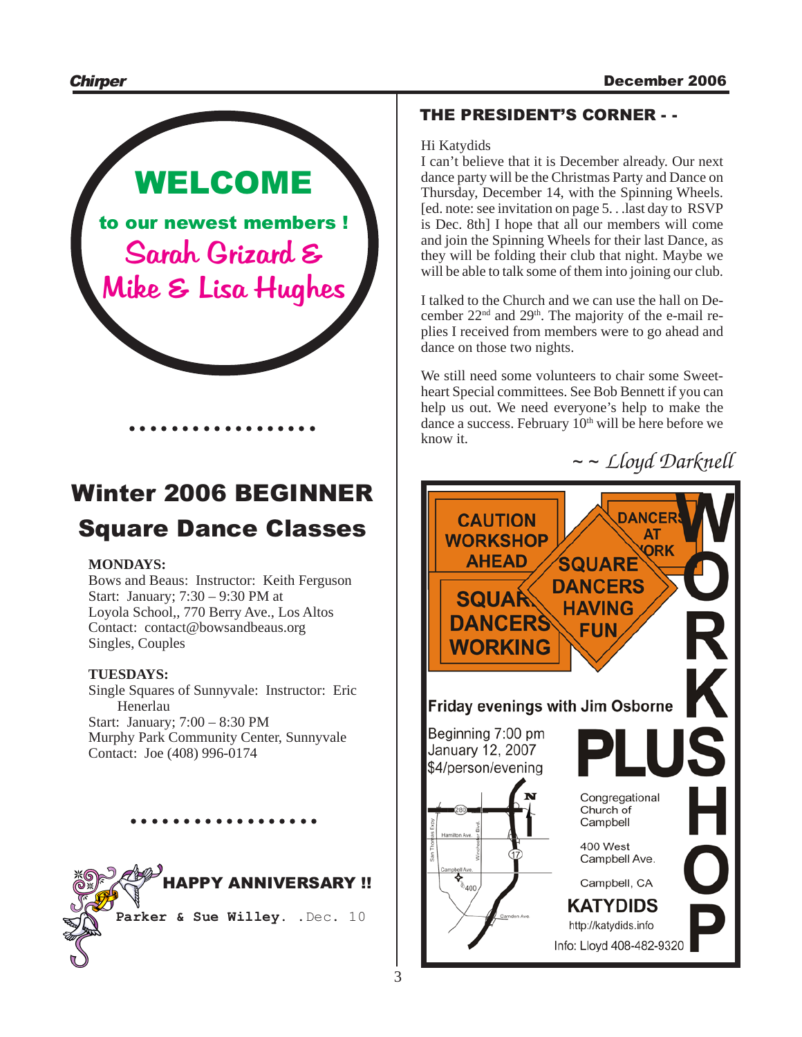# WELCOME

**to our newest members !**

**Sarah Grizard & Mike & Lisa Hughes**

. . . . . . . . . . . . . . . . .

## Winter 2006 BEGINNER Square Dance Classes

**MONDAYS:**
Bows and Beaus: Instructor: Keith Ferguson
Start: January; 7:30 – 9:30 PM at
Loyola School,, 770 Berry Ave., Los Altos
Contact: contact@bowsandbeaus.org
Singles, Couples

**TUESDAYS:**
Single Squares of Sunnyvale: Instructor: Eric Henerlau
Start: January; 7:00 – 8:30 PM
Murphy Park Community Center, Sunnyvale
Contact: Joe (408) 996-0174

. . . . . . . . . . . . . . . . .

**HAPPY ANNIVERSARY !!**

Parker & Sue Willey. .Dec. 10

## THE PRESIDENT'S CORNER - -

Hi Katydids
I can't believe that it is December already. Our next dance party will be the Christmas Party and Dance on Thursday, December 14, with the Spinning Wheels. [ed. note: see invitation on page 5. . .last day to RSVP is Dec. 8th] I hope that all our members will come and join the Spinning Wheels for their last Dance, as they will be folding their club that night. Maybe we will be able to talk some of them into joining our club.

I talked to the Church and we can use the hall on December 22nd and 29th. The majority of the e-mail replies I received from members were to go ahead and dance on those two nights.

We still need some volunteers to chair some Sweetheart Special committees. See Bob Bennett if you can help us out. We need everyone's help to make the dance a success. February 10th will be here before we know it.

*~ ~ Lloyd Darknell*

CAUTION WORKSHOP AHEAD

SQUARE DANCERS WORKING

SQUARE DANCERS HAVING FUN

DANCERS AT WORK

**WORKSHOP**

**Friday evenings with Jim Osborne**

Beginning 7:00 pm
January 12, 2007
$4/person/evening

**PLUS**

Congregational Church of Campbell

400 West Campbell Ave.

Campbell, CA

**KATYDIDS**

http://katydids.info

Info: Lloyd 408-482-9320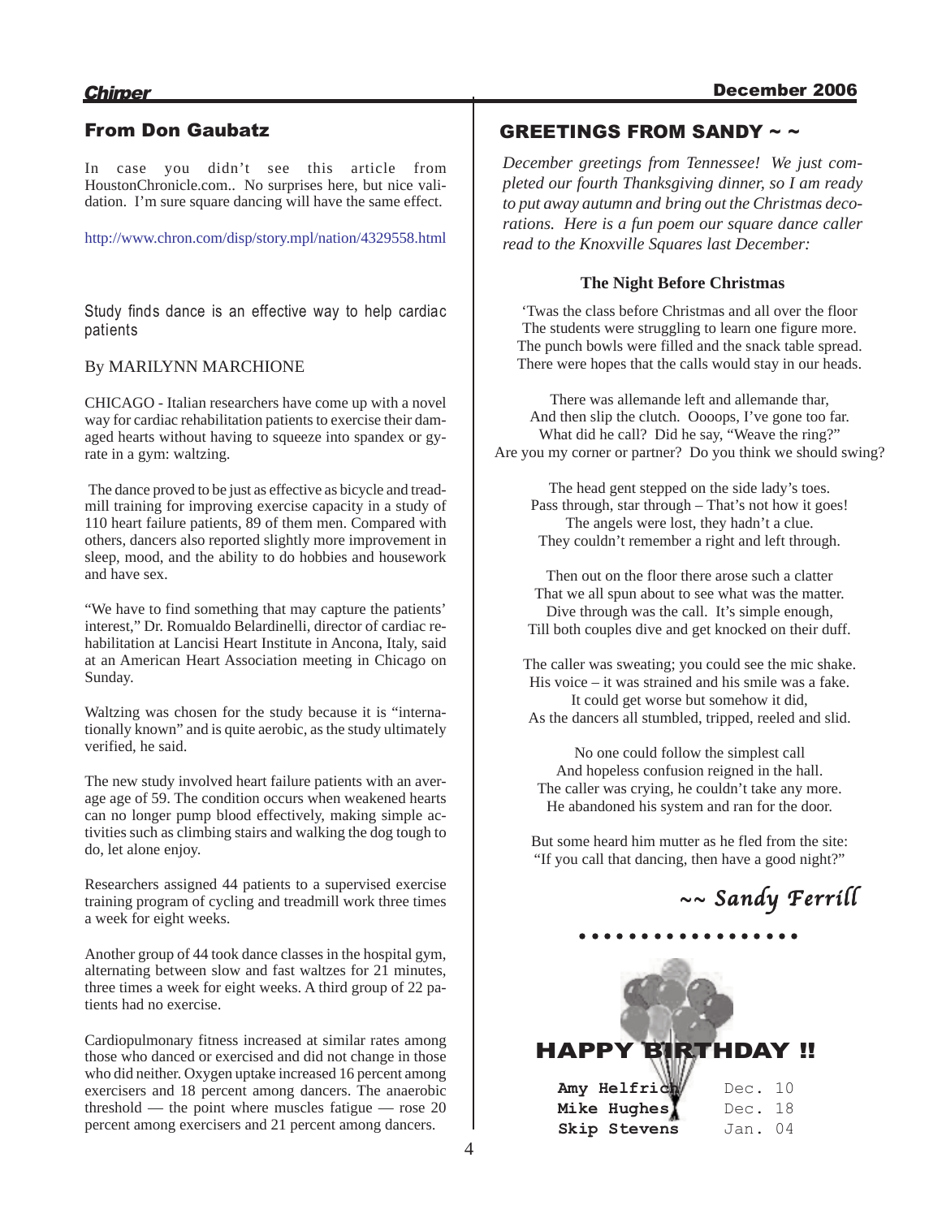## From Don Gaubatz

In case you didn't see this article from HoustonChronicle.com.. No surprises here, but nice validation. I'm sure square dancing will have the same effect.

http://www.chron.com/disp/story.mpl/nation/4329558.html

Study finds dance is an effective way to help cardiac patients

By MARILYNN MARCHIONE

CHICAGO - Italian researchers have come up with a novel way for cardiac rehabilitation patients to exercise their damaged hearts without having to squeeze into spandex or gyrate in a gym: waltzing.

The dance proved to be just as effective as bicycle and treadmill training for improving exercise capacity in a study of 110 heart failure patients, 89 of them men. Compared with others, dancers also reported slightly more improvement in sleep, mood, and the ability to do hobbies and housework and have sex.

"We have to find something that may capture the patients' interest," Dr. Romualdo Belardinelli, director of cardiac rehabilitation at Lancisi Heart Institute in Ancona, Italy, said at an American Heart Association meeting in Chicago on Sunday.

Waltzing was chosen for the study because it is "internationally known" and is quite aerobic, as the study ultimately verified, he said.

The new study involved heart failure patients with an average age of 59. The condition occurs when weakened hearts can no longer pump blood effectively, making simple activities such as climbing stairs and walking the dog tough to do, let alone enjoy.

Researchers assigned 44 patients to a supervised exercise training program of cycling and treadmill work three times a week for eight weeks.

Another group of 44 took dance classes in the hospital gym, alternating between slow and fast waltzes for 21 minutes, three times a week for eight weeks. A third group of 22 patients had no exercise.

Cardiopulmonary fitness increased at similar rates among those who danced or exercised and did not change in those who did neither. Oxygen uptake increased 16 percent among exercisers and 18 percent among dancers. The anaerobic threshold — the point where muscles fatigue — rose 20 percent among exercisers and 21 percent among dancers.

## GREETINGS FROM SANDY ~ ~

*December greetings from Tennessee! We just completed our fourth Thanksgiving dinner, so I am ready to put away autumn and bring out the Christmas decorations. Here is a fun poem our square dance caller read to the Knoxville Squares last December:*

### The Night Before Christmas

'Twas the class before Christmas and all over the floor
The students were struggling to learn one figure more.
The punch bowls were filled and the snack table spread.
There were hopes that the calls would stay in our heads.

There was allemande left and allemande thar,
And then slip the clutch. Oooops, I've gone too far.
What did he call? Did he say, "Weave the ring?"
Are you my corner or partner? Do you think we should swing?

The head gent stepped on the side lady's toes.
Pass through, star through – That's not how it goes!
The angels were lost, they hadn't a clue.
They couldn't remember a right and left through.

Then out on the floor there arose such a clatter
That we all spun about to see what was the matter.
Dive through was the call. It's simple enough,
Till both couples dive and get knocked on their duff.

The caller was sweating; you could see the mic shake.
His voice – it was strained and his smile was a fake.
It could get worse but somehow it did,
As the dancers all stumbled, tripped, reeled and slid.

No one could follow the simplest call
And hopeless confusion reigned in the hall.
The caller was crying, he couldn't take any more.
He abandoned his system and ran for the door.

But some heard him mutter as he fled from the site:
"If you call that dancing, then have a good night?"

*~~ Sandy Ferrill*

## HAPPY BIRTHDAY !!

| | |
|---|---|
| **Amy Helfrich** | Dec. 10 |
| **Mike Hughes** | Dec. 18 |
| **Skip Stevens** | Jan. 04 |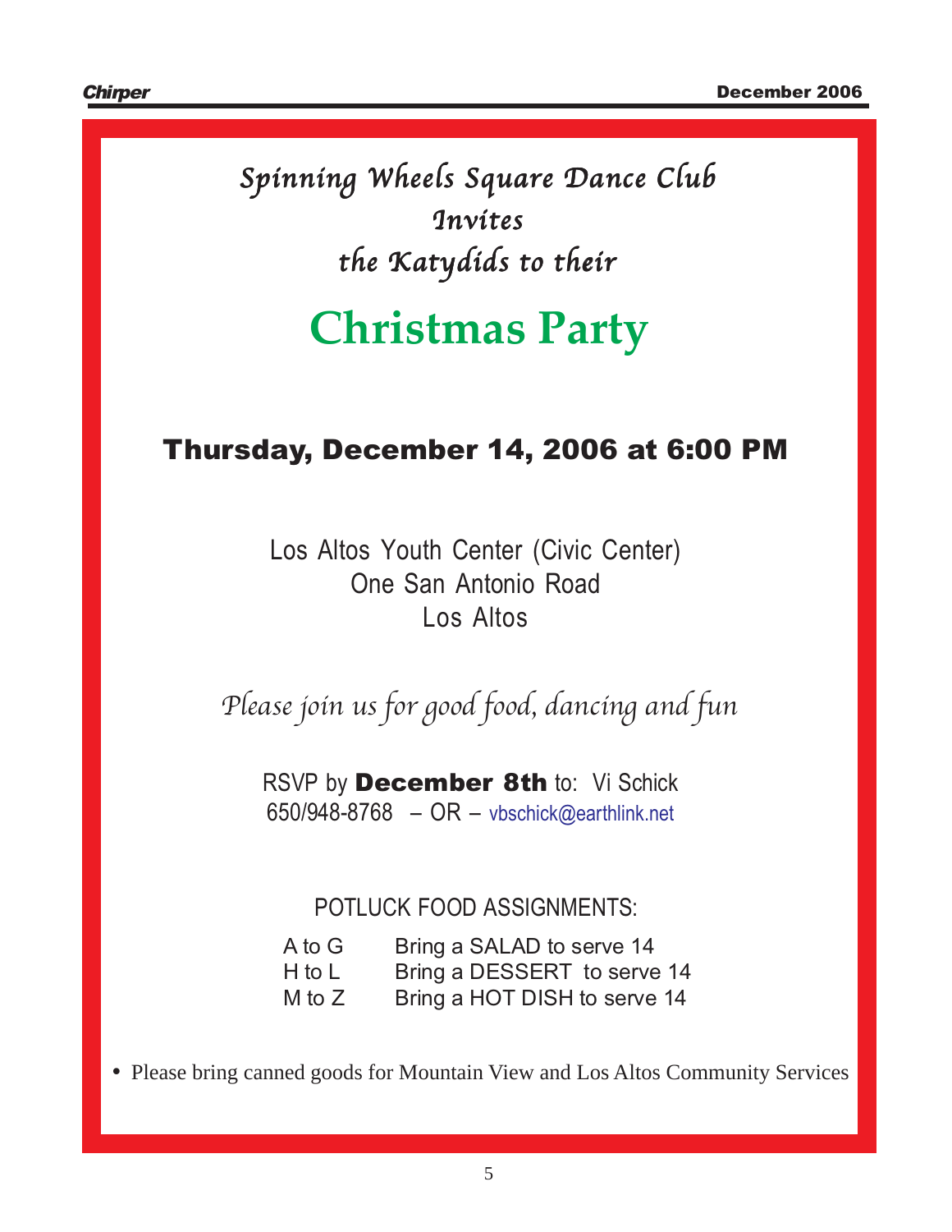*Spinning Wheels Square Dance Club*
*Invites*
*the Katydids to their*

# Christmas Party

## Thursday, December 14, 2006 at 6:00 PM

Los Altos Youth Center (Civic Center)
One San Antonio Road
Los Altos

*Please join us for good food, dancing and fun*

RSVP by **December 8th** to: Vi Schick
650/948-8768 – OR – vbschick@earthlink.net

POTLUCK FOOD ASSIGNMENTS:

| | |
|---|---|
| A to G | Bring a SALAD to serve 14 |
| H to L | Bring a DESSERT to serve 14 |
| M to Z | Bring a HOT DISH to serve 14 |

- Please bring canned goods for Mountain View and Los Altos Community Services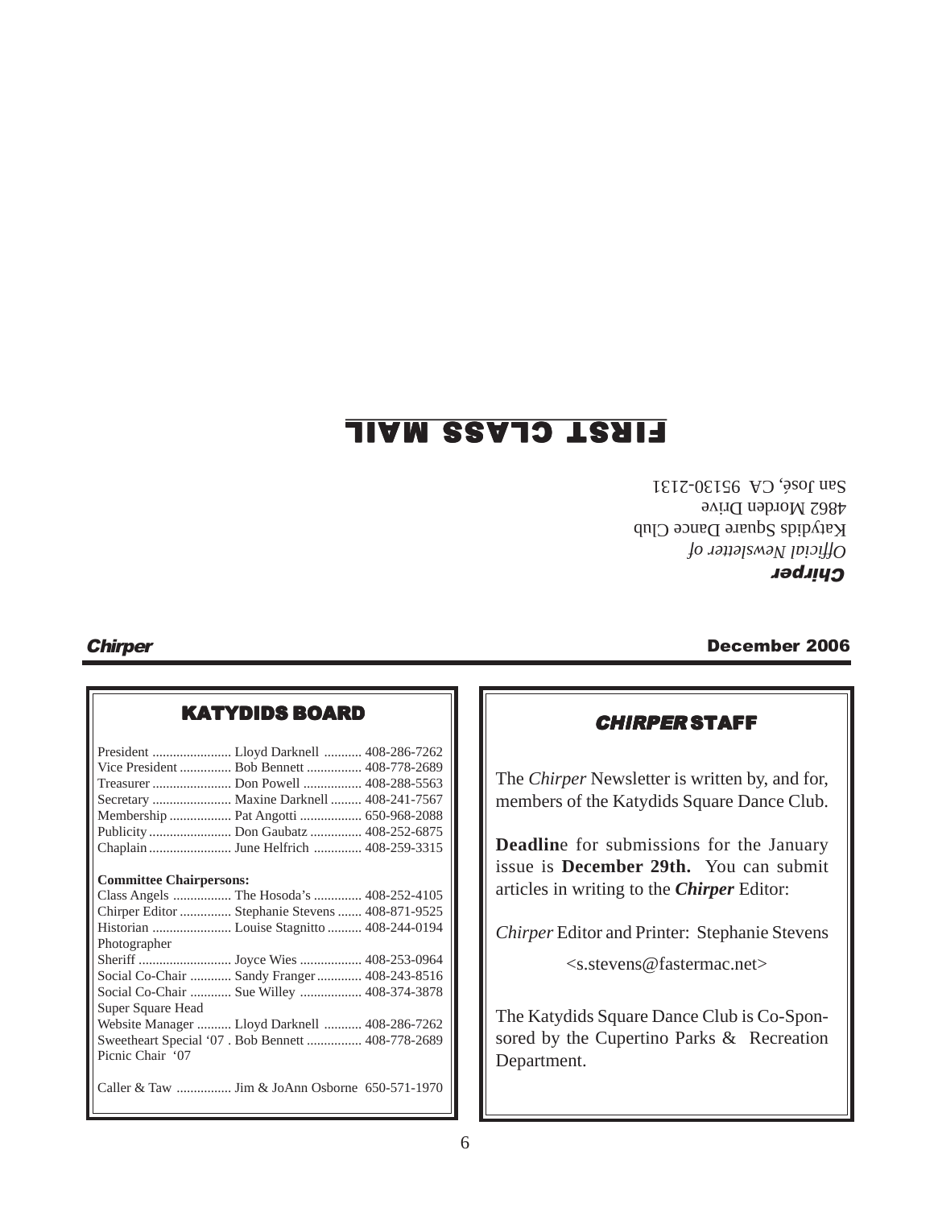**Chirper**

*Official Newsletter of*

Katydids Square Dance Club

4862 Morden Drive

San José, CA 95130-2131

## FIRST CLASS MAIL

## KATYDIDS BOARD

| | | |
|---|---|---|
| President | Lloyd Darknell | 408-286-7262 |
| Vice President | Bob Bennett | 408-778-2689 |
| Treasurer | Don Powell | 408-288-5563 |
| Secretary | Maxine Darknell | 408-241-7567 |
| Membership | Pat Angotti | 650-968-2088 |
| Publicity | Don Gaubatz | 408-252-6875 |
| Chaplain | June Helfrich | 408-259-3315 |

**Committee Chairpersons:**

| | | |
|---|---|---|
| Class Angels | The Hosoda's | 408-252-4105 |
| Chirper Editor | Stephanie Stevens | 408-871-9525 |
| Historian | Louise Stagnitto | 408-244-0194 |
| Photographer | | |
| Sheriff | Joyce Wies | 408-253-0964 |
| Social Co-Chair | Sandy Franger | 408-243-8516 |
| Social Co-Chair | Sue Willey | 408-374-3878 |
| Super Square Head | | |
| Website Manager | Lloyd Darknell | 408-286-7262 |
| Sweetheart Special '07 | Bob Bennett | 408-778-2689 |
| Picnic Chair '07 | | |
| Caller & Taw | Jim & JoAnn Osborne | 650-571-1970 |

## *CHIRPER* STAFF

The *Chirper* Newsletter is written by, and for, members of the Katydids Square Dance Club.

**Deadlin**e for submissions for the January issue is **December 29th.** You can submit articles in writing to the ***Chirper*** Editor:

*Chirper* Editor and Printer: Stephanie Stevens

<s.stevens@fastermac.net>

The Katydids Square Dance Club is Co-Sponsored by the Cupertino Parks & Recreation Department.